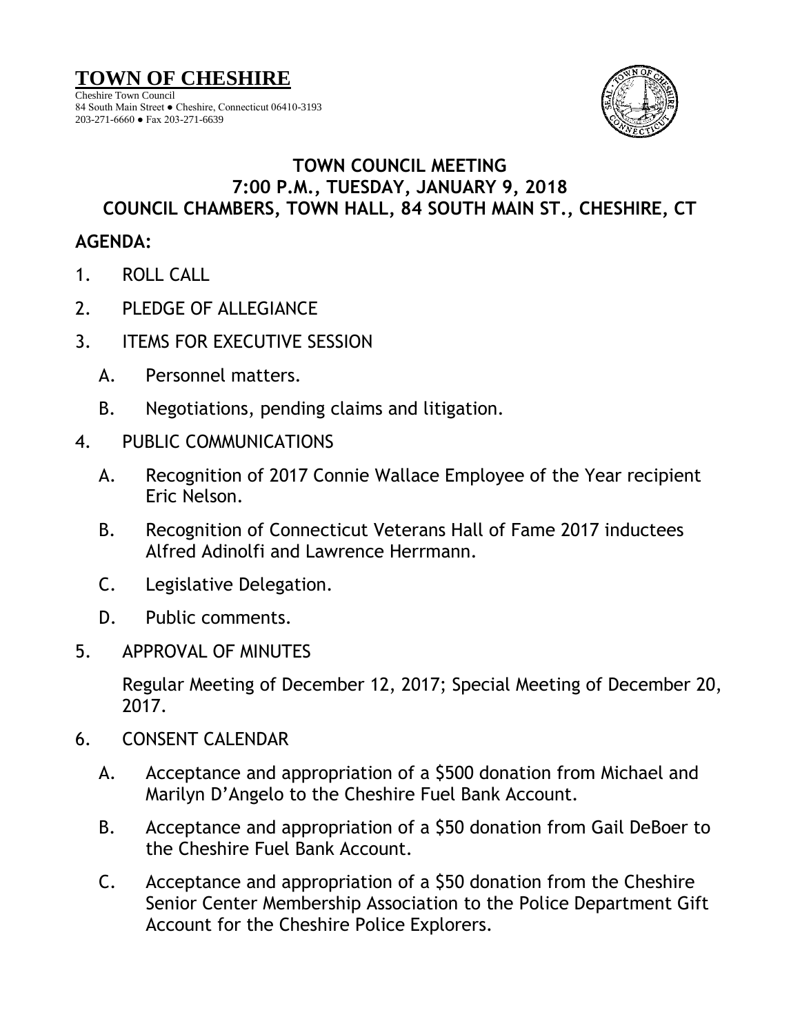# TOWN OF CHESHIRE

Cheshire Town Council
84 South Main Street ● Cheshire, Connecticut 06410-3193
203-271-6660 ● Fax 203-271-6639

## TOWN COUNCIL MEETING
## 7:00 P.M., TUESDAY, JANUARY 9, 2018
## COUNCIL CHAMBERS, TOWN HALL, 84 SOUTH MAIN ST., CHESHIRE, CT

### AGENDA:

1. ROLL CALL

2. PLEDGE OF ALLEGIANCE

3. ITEMS FOR EXECUTIVE SESSION

   A. Personnel matters.

   B. Negotiations, pending claims and litigation.

4. PUBLIC COMMUNICATIONS

   A. Recognition of 2017 Connie Wallace Employee of the Year recipient Eric Nelson.

   B. Recognition of Connecticut Veterans Hall of Fame 2017 inductees Alfred Adinolfi and Lawrence Herrmann.

   C. Legislative Delegation.

   D. Public comments.

5. APPROVAL OF MINUTES

   Regular Meeting of December 12, 2017; Special Meeting of December 20, 2017.

6. CONSENT CALENDAR

   A. Acceptance and appropriation of a $500 donation from Michael and Marilyn D'Angelo to the Cheshire Fuel Bank Account.

   B. Acceptance and appropriation of a $50 donation from Gail DeBoer to the Cheshire Fuel Bank Account.

   C. Acceptance and appropriation of a $50 donation from the Cheshire Senior Center Membership Association to the Police Department Gift Account for the Cheshire Police Explorers.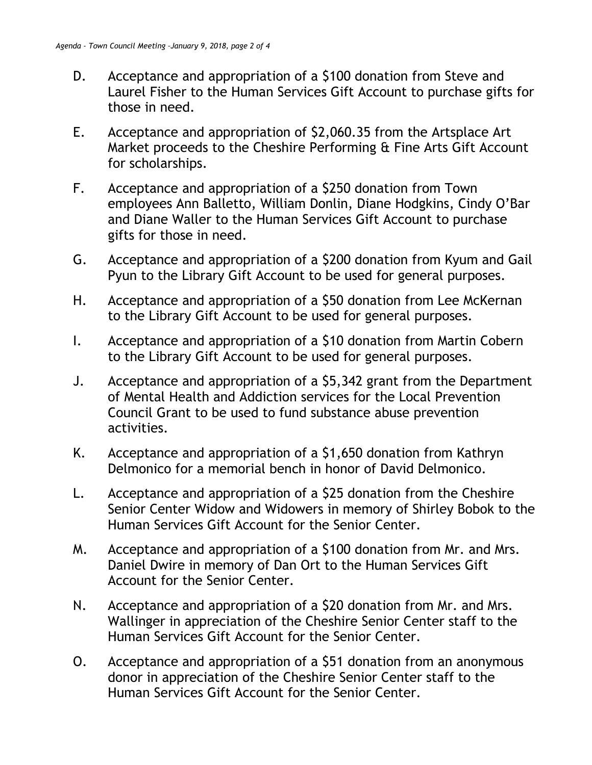D. Acceptance and appropriation of a $100 donation from Steve and Laurel Fisher to the Human Services Gift Account to purchase gifts for those in need.

E. Acceptance and appropriation of $2,060.35 from the Artsplace Art Market proceeds to the Cheshire Performing & Fine Arts Gift Account for scholarships.

F. Acceptance and appropriation of a $250 donation from Town employees Ann Balletto, William Donlin, Diane Hodgkins, Cindy O'Bar and Diane Waller to the Human Services Gift Account to purchase gifts for those in need.

G. Acceptance and appropriation of a $200 donation from Kyum and Gail Pyun to the Library Gift Account to be used for general purposes.

H. Acceptance and appropriation of a $50 donation from Lee McKernan to the Library Gift Account to be used for general purposes.

I. Acceptance and appropriation of a $10 donation from Martin Cobern to the Library Gift Account to be used for general purposes.

J. Acceptance and appropriation of a $5,342 grant from the Department of Mental Health and Addiction services for the Local Prevention Council Grant to be used to fund substance abuse prevention activities.

K. Acceptance and appropriation of a $1,650 donation from Kathryn Delmonico for a memorial bench in honor of David Delmonico.

L. Acceptance and appropriation of a $25 donation from the Cheshire Senior Center Widow and Widowers in memory of Shirley Bobok to the Human Services Gift Account for the Senior Center.

M. Acceptance and appropriation of a $100 donation from Mr. and Mrs. Daniel Dwire in memory of Dan Ort to the Human Services Gift Account for the Senior Center.

N. Acceptance and appropriation of a $20 donation from Mr. and Mrs. Wallinger in appreciation of the Cheshire Senior Center staff to the Human Services Gift Account for the Senior Center.

O. Acceptance and appropriation of a $51 donation from an anonymous donor in appreciation of the Cheshire Senior Center staff to the Human Services Gift Account for the Senior Center.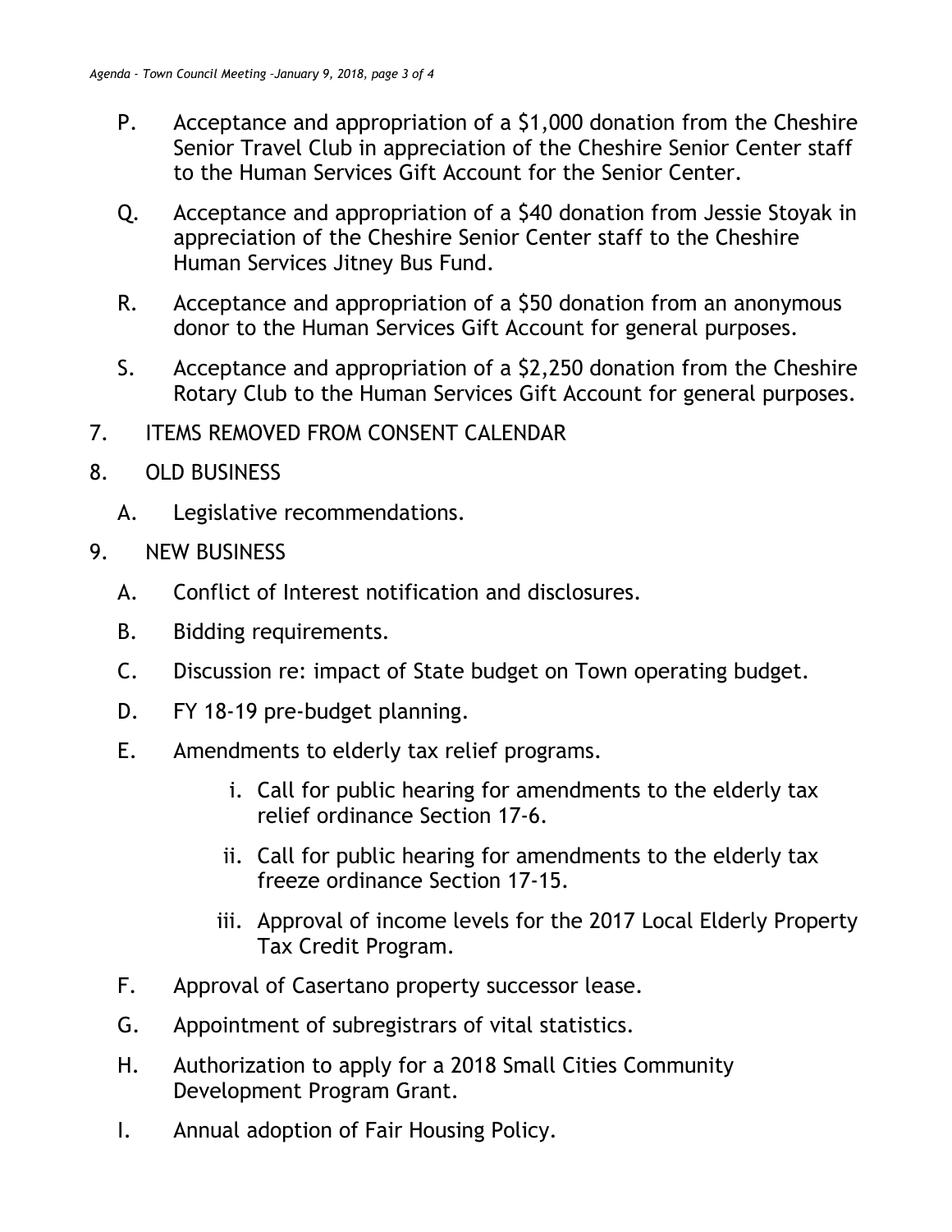P. Acceptance and appropriation of a $1,000 donation from the Cheshire Senior Travel Club in appreciation of the Cheshire Senior Center staff to the Human Services Gift Account for the Senior Center.

Q. Acceptance and appropriation of a $40 donation from Jessie Stoyak in appreciation of the Cheshire Senior Center staff to the Cheshire Human Services Jitney Bus Fund.

R. Acceptance and appropriation of a $50 donation from an anonymous donor to the Human Services Gift Account for general purposes.

S. Acceptance and appropriation of a $2,250 donation from the Cheshire Rotary Club to the Human Services Gift Account for general purposes.

7. ITEMS REMOVED FROM CONSENT CALENDAR

8. OLD BUSINESS

   A. Legislative recommendations.

9. NEW BUSINESS

   A. Conflict of Interest notification and disclosures.

   B. Bidding requirements.

   C. Discussion re: impact of State budget on Town operating budget.

   D. FY 18-19 pre-budget planning.

   E. Amendments to elderly tax relief programs.

      i. Call for public hearing for amendments to the elderly tax relief ordinance Section 17-6.

      ii. Call for public hearing for amendments to the elderly tax freeze ordinance Section 17-15.

      iii. Approval of income levels for the 2017 Local Elderly Property Tax Credit Program.

   F. Approval of Casertano property successor lease.

   G. Appointment of subregistrars of vital statistics.

   H. Authorization to apply for a 2018 Small Cities Community Development Program Grant.

   I. Annual adoption of Fair Housing Policy.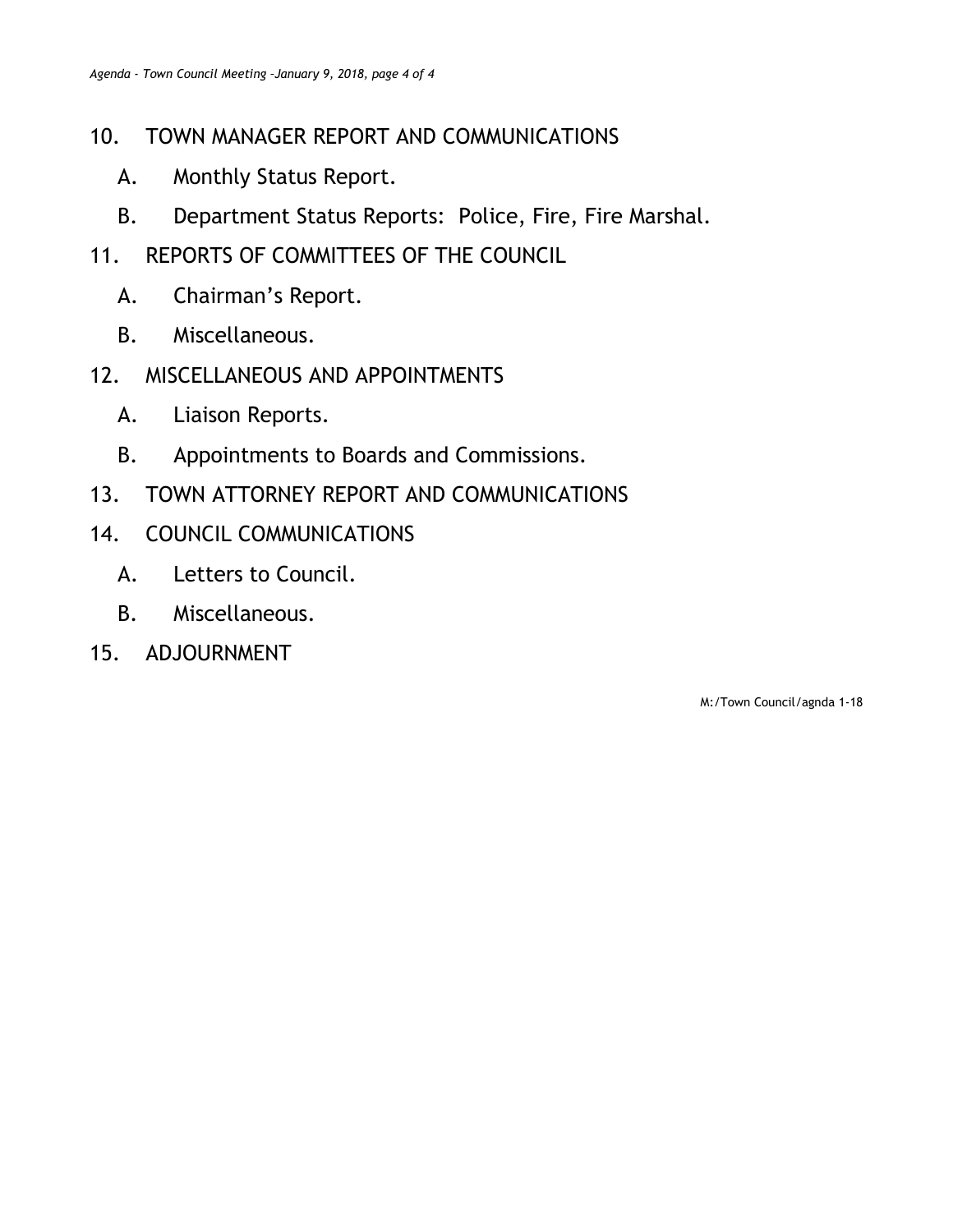10. TOWN MANAGER REPORT AND COMMUNICATIONS
    A. Monthly Status Report.
    B. Department Status Reports: Police, Fire, Fire Marshal.
11. REPORTS OF COMMITTEES OF THE COUNCIL
    A. Chairman's Report.
    B. Miscellaneous.
12. MISCELLANEOUS AND APPOINTMENTS
    A. Liaison Reports.
    B. Appointments to Boards and Commissions.
13. TOWN ATTORNEY REPORT AND COMMUNICATIONS
14. COUNCIL COMMUNICATIONS
    A. Letters to Council.
    B. Miscellaneous.
15. ADJOURNMENT

M:/Town Council/agnda 1-18